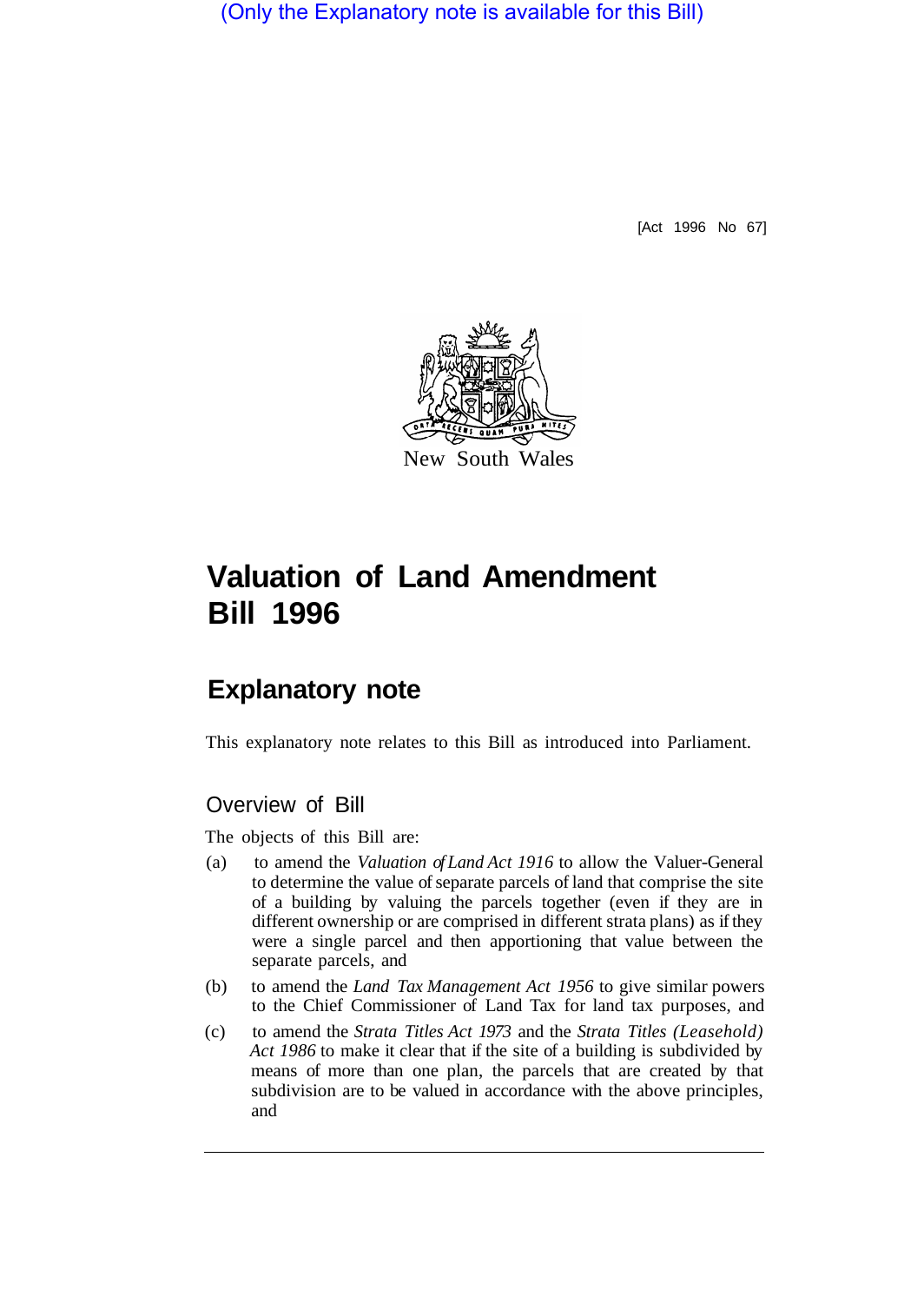(Only the Explanatory note is available for this Bill)

[Act 1996 No 67]

New South Wales

# Valuation of Land Amendment Bill 1996

## Explanatory note

This explanatory note relates to this Bill as introduced into Parliament.

### Overview of Bill

The objects of this Bill are:

(a) to amend the *Valuation of Land Act 1916* to allow the Valuer-General to determine the value of separate parcels of land that comprise the site of a building by valuing the parcels together (even if they are in different ownership or are comprised in different strata plans) as if they were a single parcel and then apportioning that value between the separate parcels, and

(b) to amend the *Land Tax Management Act 1956* to give similar powers to the Chief Commissioner of Land Tax for land tax purposes, and

(c) to amend the *Strata Titles Act 1973* and the *Strata Titles (Leasehold) Act 1986* to make it clear that if the site of a building is subdivided by means of more than one plan, the parcels that are created by that subdivision are to be valued in accordance with the above principles, and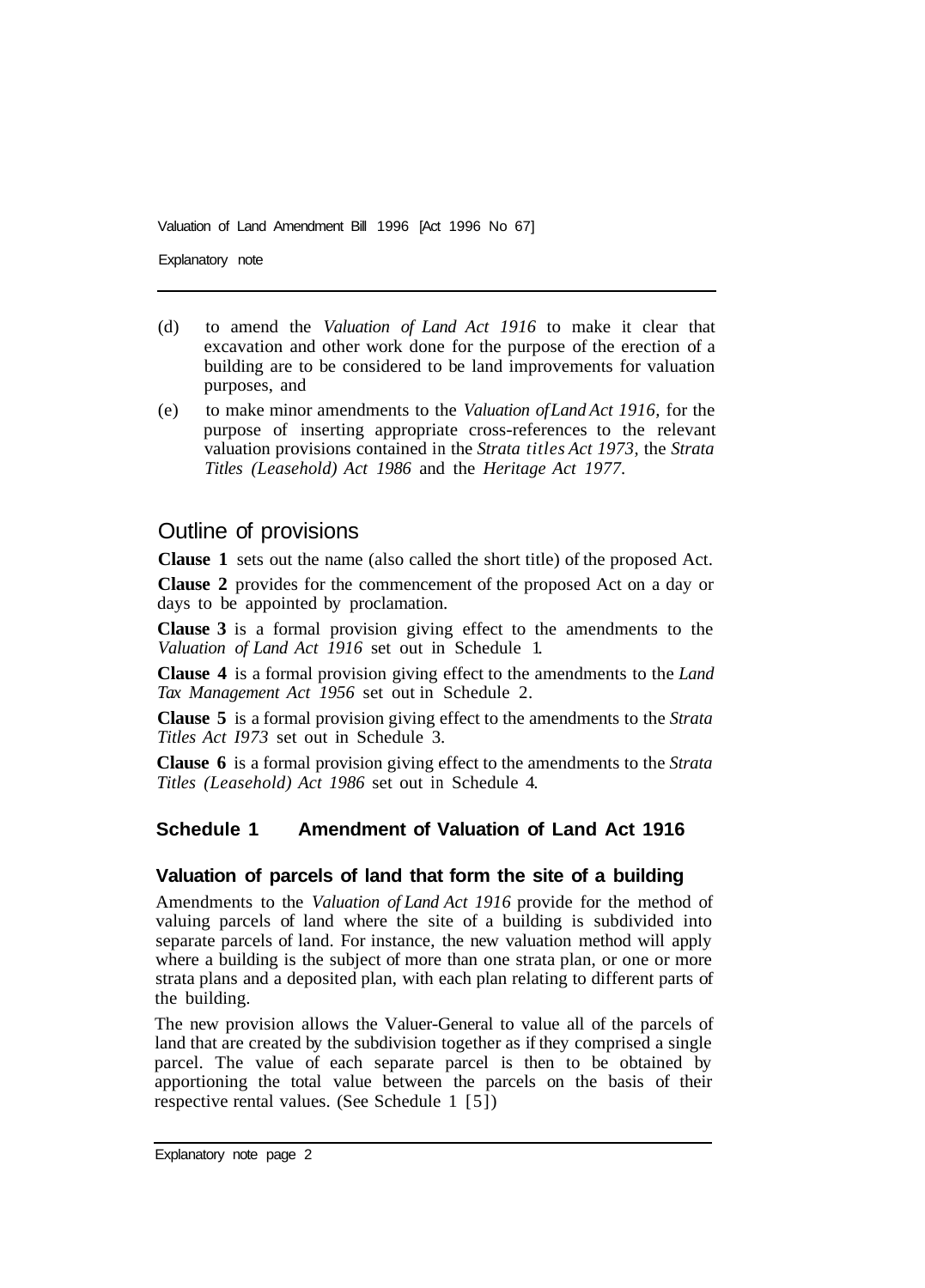(d) to amend the *Valuation of Land Act 1916* to make it clear that excavation and other work done for the purpose of the erection of a building are to be considered to be land improvements for valuation purposes, and

(e) to make minor amendments to the *Valuation of Land Act 1916,* for the purpose of inserting appropriate cross-references to the relevant valuation provisions contained in the *Strata titles Act 1973,* the *Strata Titles (Leasehold) Act 1986* and the *Heritage Act 1977.*

## Outline of provisions

**Clause 1** sets out the name (also called the short title) of the proposed Act.

**Clause 2** provides for the commencement of the proposed Act on a day or days to be appointed by proclamation.

**Clause 3** is a formal provision giving effect to the amendments to the *Valuation of Land Act 1916* set out in Schedule 1.

**Clause 4** is a formal provision giving effect to the amendments to the *Land Tax Management Act 1956* set out in Schedule 2.

**Clause 5** is a formal provision giving effect to the amendments to the *Strata Titles Act I973* set out in Schedule 3.

**Clause 6** is a formal provision giving effect to the amendments to the *Strata Titles (Leasehold) Act 1986* set out in Schedule 4.

### Schedule 1 Amendment of Valuation of Land Act 1916

#### Valuation of parcels of land that form the site of a building

Amendments to the *Valuation of Land Act 1916* provide for the method of valuing parcels of land where the site of a building is subdivided into separate parcels of land. For instance, the new valuation method will apply where a building is the subject of more than one strata plan, or one or more strata plans and a deposited plan, with each plan relating to different parts of the building.

The new provision allows the Valuer-General to value all of the parcels of land that are created by the subdivision together as if they comprised a single parcel. The value of each separate parcel is then to be obtained by apportioning the total value between the parcels on the basis of their respective rental values. (See Schedule 1 [5])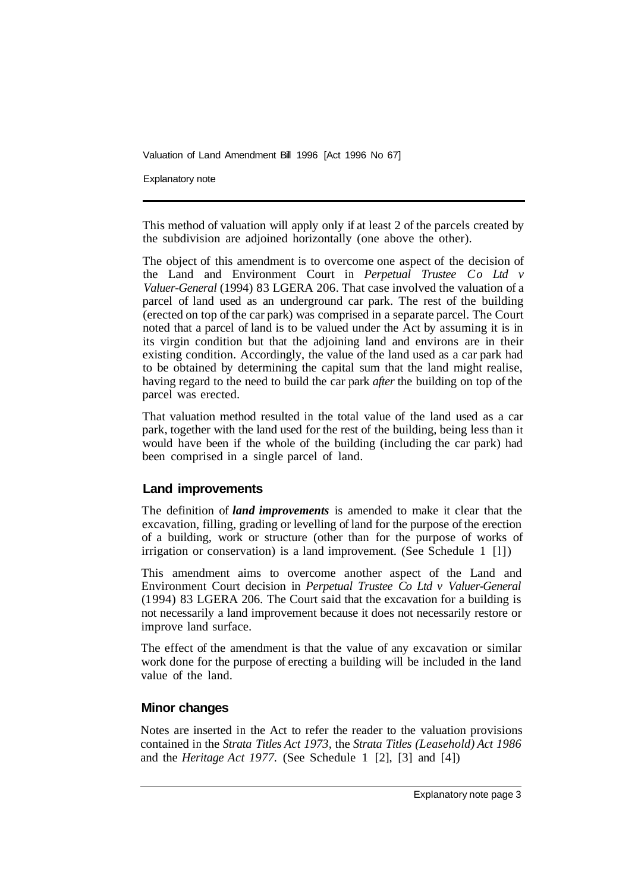This method of valuation will apply only if at least 2 of the parcels created by the subdivision are adjoined horizontally (one above the other).

The object of this amendment is to overcome one aspect of the decision of the Land and Environment Court in *Perpetual Trustee Co Ltd v Valuer-General* (1994) 83 LGERA 206. That case involved the valuation of a parcel of land used as an underground car park. The rest of the building (erected on top of the car park) was comprised in a separate parcel. The Court noted that a parcel of land is to be valued under the Act by assuming it is in its virgin condition but that the adjoining land and environs are in their existing condition. Accordingly, the value of the land used as a car park had to be obtained by determining the capital sum that the land might realise, having regard to the need to build the car park *after* the building on top of the parcel was erected.

That valuation method resulted in the total value of the land used as a car park, together with the land used for the rest of the building, being less than it would have been if the whole of the building (including the car park) had been comprised in a single parcel of land.

## Land improvements

The definition of ***land improvements*** is amended to make it clear that the excavation, filling, grading or levelling of land for the purpose of the erection of a building, work or structure (other than for the purpose of works of irrigation or conservation) is a land improvement. (See Schedule 1 [1])

This amendment aims to overcome another aspect of the Land and Environment Court decision in *Perpetual Trustee Co Ltd v Valuer-General* (1994) 83 LGERA 206. The Court said that the excavation for a building is not necessarily a land improvement because it does not necessarily restore or improve land surface.

The effect of the amendment is that the value of any excavation or similar work done for the purpose of erecting a building will be included in the land value of the land.

## Minor changes

Notes are inserted in the Act to refer the reader to the valuation provisions contained in the *Strata Titles Act 1973*, the *Strata Titles (Leasehold) Act 1986* and the *Heritage Act 1977*. (See Schedule 1 [2], [3] and [4])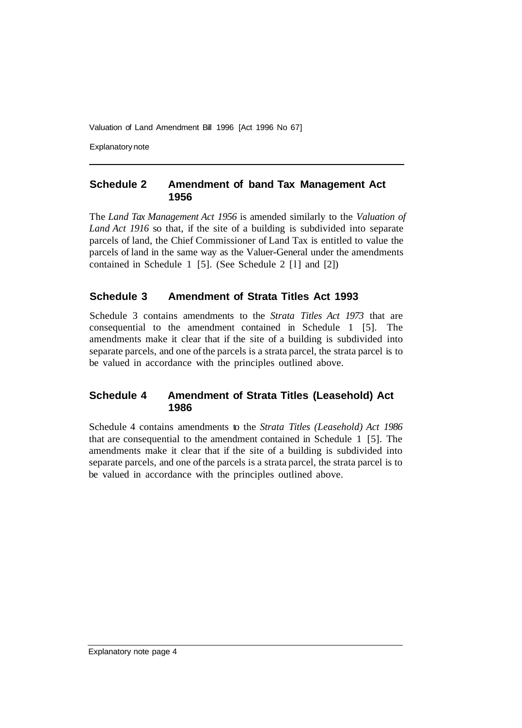## Schedule 2 Amendment of band Tax Management Act 1956

The *Land Tax Management Act 1956* is amended similarly to the *Valuation of Land Act 1916* so that, if the site of a building is subdivided into separate parcels of land, the Chief Commissioner of Land Tax is entitled to value the parcels of land in the same way as the Valuer-General under the amendments contained in Schedule 1 [5]. (See Schedule 2 [1] and [2])

## Schedule 3 Amendment of Strata Titles Act 1993

Schedule 3 contains amendments to the *Strata Titles Act 1973* that are consequential to the amendment contained in Schedule 1 [5]. The amendments make it clear that if the site of a building is subdivided into separate parcels, and one of the parcels is a strata parcel, the strata parcel is to be valued in accordance with the principles outlined above.

## Schedule 4 Amendment of Strata Titles (Leasehold) Act 1986

Schedule 4 contains amendments to the *Strata Titles (Leasehold) Act 1986* that are consequential to the amendment contained in Schedule 1 [5]. The amendments make it clear that if the site of a building is subdivided into separate parcels, and one of the parcels is a strata parcel, the strata parcel is to be valued in accordance with the principles outlined above.